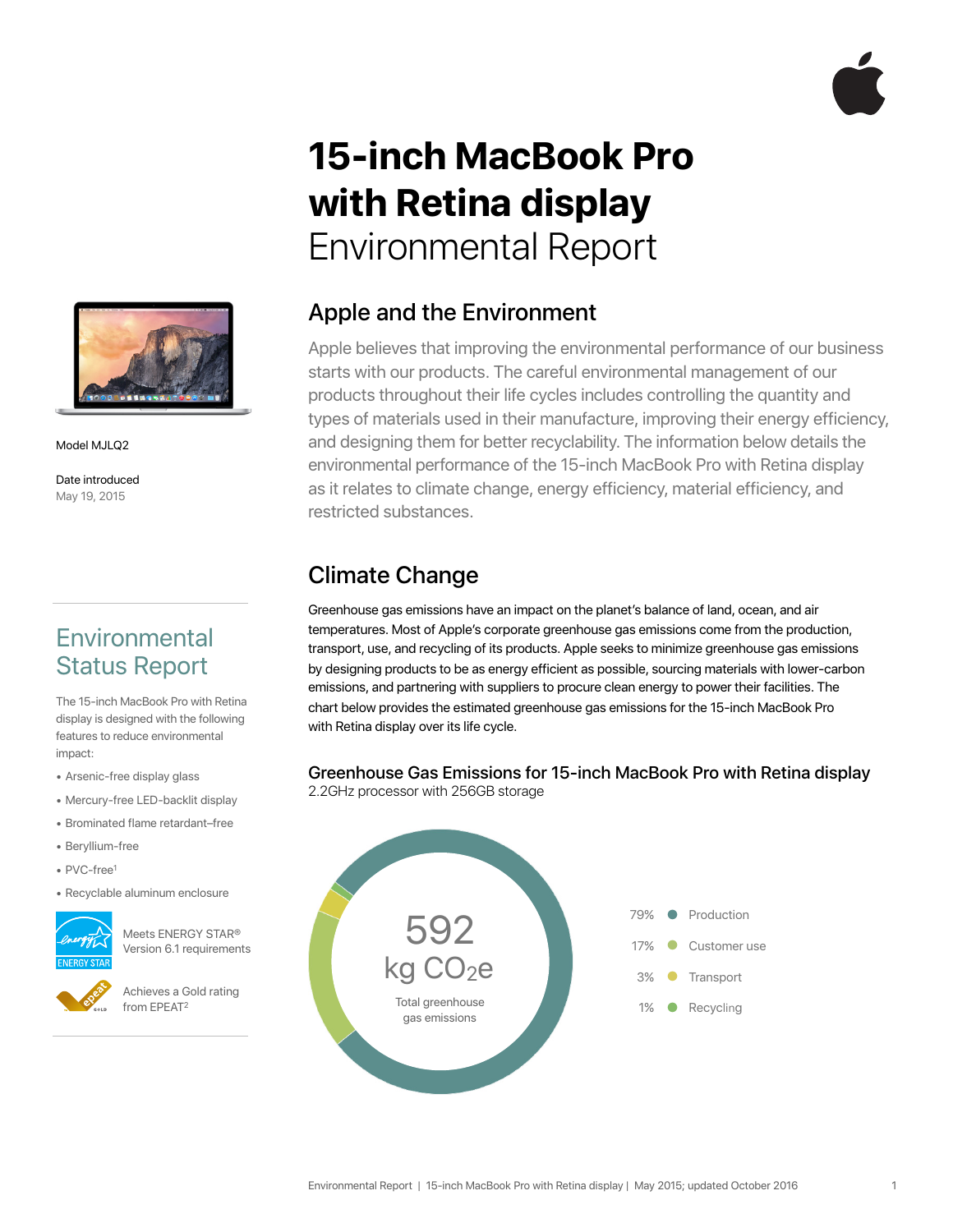# 15-inch MacBook Pro with Retina display Environmental Report

Model MJLQ2

Date introduced
May 19, 2015

## Environmental Status Report

The 15-inch MacBook Pro with Retina display is designed with the following features to reduce environmental impact:

- Arsenic-free display glass
- Mercury-free LED-backlit display
- Brominated flame retardant–free
- Beryllium-free
- PVC-free[1]
- Recyclable aluminum enclosure

Meets ENERGY STAR® Version 6.1 requirements

Achieves a Gold rating from EPEAT[2]

## Apple and the Environment

Apple believes that improving the environmental performance of our business starts with our products. The careful environmental management of our products throughout their life cycles includes controlling the quantity and types of materials used in their manufacture, improving their energy efficiency, and designing them for better recyclability. The information below details the environmental performance of the 15-inch MacBook Pro with Retina display as it relates to climate change, energy efficiency, material efficiency, and restricted substances.

## Climate Change

Greenhouse gas emissions have an impact on the planet's balance of land, ocean, and air temperatures. Most of Apple's corporate greenhouse gas emissions come from the production, transport, use, and recycling of its products. Apple seeks to minimize greenhouse gas emissions by designing products to be as energy efficient as possible, sourcing materials with lower-carbon emissions, and partnering with suppliers to procure clean energy to power their facilities. The chart below provides the estimated greenhouse gas emissions for the 15-inch MacBook Pro with Retina display over its life cycle.

### Greenhouse Gas Emissions for 15-inch MacBook Pro with Retina display

2.2GHz processor with 256GB storage

592 kg $CO_2e$
Total greenhouse gas emissions

| Share | Phase |
|---|---|
| 79% | Production |
| 17% | Customer use |
| 3% | Transport |
| 1% | Recycling |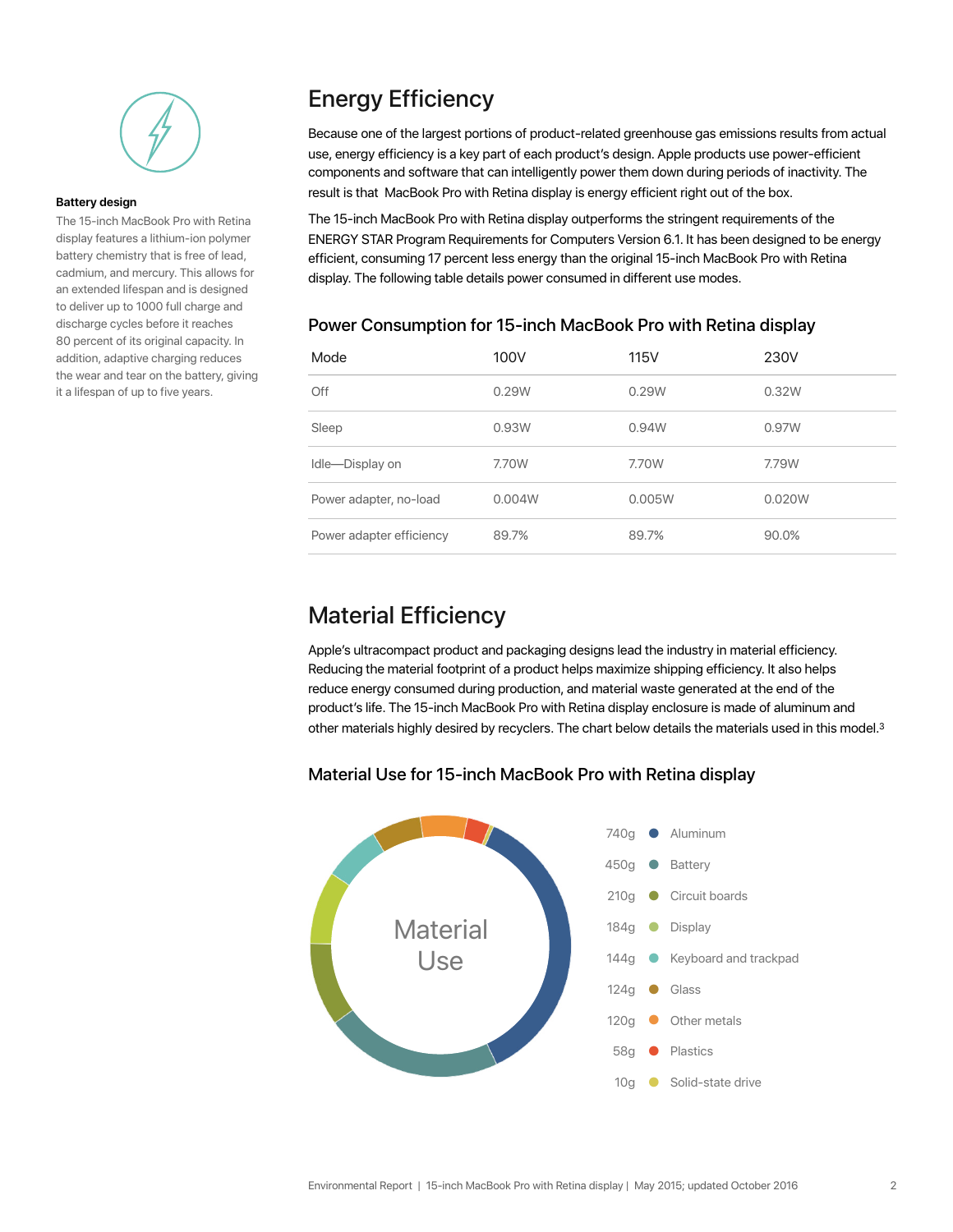**Battery design**

The 15-inch MacBook Pro with Retina display features a lithium-ion polymer battery chemistry that is free of lead, cadmium, and mercury. This allows for an extended lifespan and is designed to deliver up to 1000 full charge and discharge cycles before it reaches 80 percent of its original capacity. In addition, adaptive charging reduces the wear and tear on the battery, giving it a lifespan of up to five years.

## Energy Efficiency

Because one of the largest portions of product-related greenhouse gas emissions results from actual use, energy efficiency is a key part of each product's design. Apple products use power-efficient components and software that can intelligently power them down during periods of inactivity. The result is that MacBook Pro with Retina display is energy efficient right out of the box.

The 15-inch MacBook Pro with Retina display outperforms the stringent requirements of the ENERGY STAR Program Requirements for Computers Version 6.1. It has been designed to be energy efficient, consuming 17 percent less energy than the original 15-inch MacBook Pro with Retina display. The following table details power consumed in different use modes.

### Power Consumption for 15-inch MacBook Pro with Retina display

| Mode | 100V | 115V | 230V |
|---|---|---|---|
| Off | 0.29W | 0.29W | 0.32W |
| Sleep | 0.93W | 0.94W | 0.97W |
| Idle—Display on | 7.70W | 7.70W | 7.79W |
| Power adapter, no-load | 0.004W | 0.005W | 0.020W |
| Power adapter efficiency | 89.7% | 89.7% | 90.0% |

## Material Efficiency

Apple's ultracompact product and packaging designs lead the industry in material efficiency. Reducing the material footprint of a product helps maximize shipping efficiency. It also helps reduce energy consumed during production, and material waste generated at the end of the product's life. The 15-inch MacBook Pro with Retina display enclosure is made of aluminum and other materials highly desired by recyclers. The chart below details the materials used in this model.[3]

### Material Use for 15-inch MacBook Pro with Retina display

Material Use

| Weight | Material |
|---|---|
| 740g | Aluminum |
| 450g | Battery |
| 210g | Circuit boards |
| 184g | Display |
| 144g | Keyboard and trackpad |
| 124g | Glass |
| 120g | Other metals |
| 58g | Plastics |
| 10g | Solid-state drive |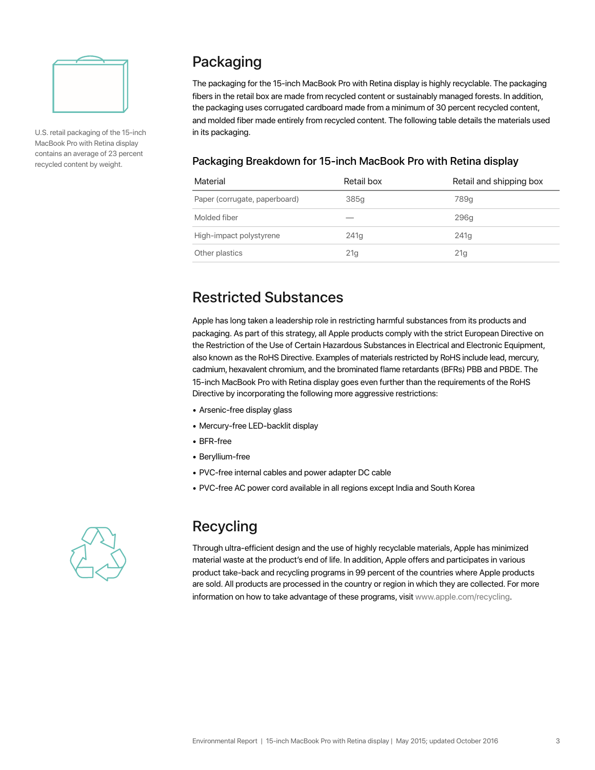U.S. retail packaging of the 15-inch MacBook Pro with Retina display contains an average of 23 percent recycled content by weight.

## Packaging

The packaging for the 15-inch MacBook Pro with Retina display is highly recyclable. The packaging fibers in the retail box are made from recycled content or sustainably managed forests. In addition, the packaging uses corrugated cardboard made from a minimum of 30 percent recycled content, and molded fiber made entirely from recycled content. The following table details the materials used in its packaging.

### Packaging Breakdown for 15-inch MacBook Pro with Retina display

| Material | Retail box | Retail and shipping box |
|---|---|---|
| Paper (corrugate, paperboard) | 385g | 789g |
| Molded fiber | — | 296g |
| High-impact polystyrene | 241g | 241g |
| Other plastics | 21g | 21g |

## Restricted Substances

Apple has long taken a leadership role in restricting harmful substances from its products and packaging. As part of this strategy, all Apple products comply with the strict European Directive on the Restriction of the Use of Certain Hazardous Substances in Electrical and Electronic Equipment, also known as the RoHS Directive. Examples of materials restricted by RoHS include lead, mercury, cadmium, hexavalent chromium, and the brominated flame retardants (BFRs) PBB and PBDE. The 15-inch MacBook Pro with Retina display goes even further than the requirements of the RoHS Directive by incorporating the following more aggressive restrictions:

- Arsenic-free display glass
- Mercury-free LED-backlit display
- BFR-free
- Beryllium-free
- PVC-free internal cables and power adapter DC cable
- PVC-free AC power cord available in all regions except India and South Korea

## Recycling

Through ultra-efficient design and the use of highly recyclable materials, Apple has minimized material waste at the product's end of life. In addition, Apple offers and participates in various product take-back and recycling programs in 99 percent of the countries where Apple products are sold. All products are processed in the country or region in which they are collected. For more information on how to take advantage of these programs, visit www.apple.com/recycling.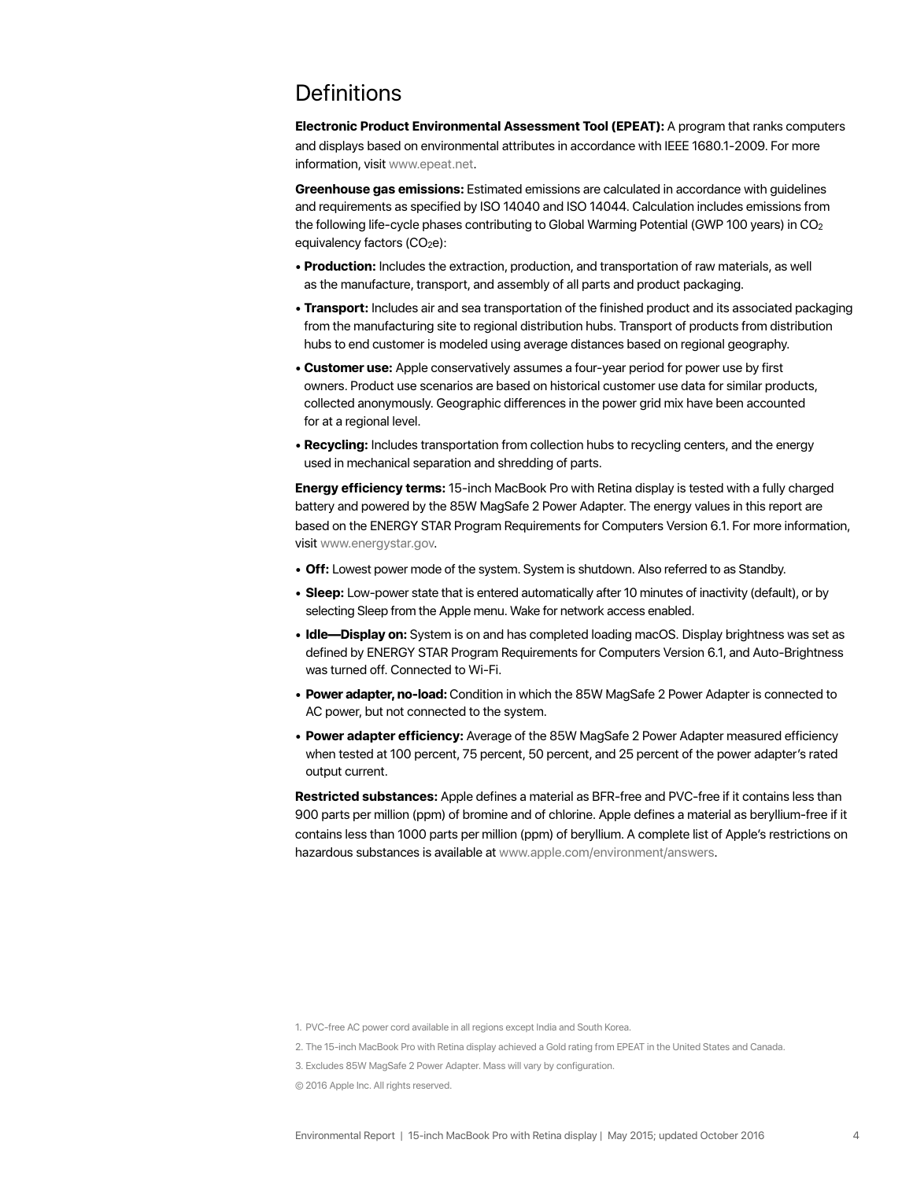# Definitions

**Electronic Product Environmental Assessment Tool (EPEAT):** A program that ranks computers and displays based on environmental attributes in accordance with IEEE 1680.1-2009. For more information, visit www.epeat.net.

**Greenhouse gas emissions:** Estimated emissions are calculated in accordance with guidelines and requirements as specified by ISO 14040 and ISO 14044. Calculation includes emissions from the following life-cycle phases contributing to Global Warming Potential (GWP 100 years) in $CO_2$ equivalency factors ($CO_2e$):

- **Production:** Includes the extraction, production, and transportation of raw materials, as well as the manufacture, transport, and assembly of all parts and product packaging.
- **Transport:** Includes air and sea transportation of the finished product and its associated packaging from the manufacturing site to regional distribution hubs. Transport of products from distribution hubs to end customer is modeled using average distances based on regional geography.
- **Customer use:** Apple conservatively assumes a four-year period for power use by first owners. Product use scenarios are based on historical customer use data for similar products, collected anonymously. Geographic differences in the power grid mix have been accounted for at a regional level.
- **Recycling:** Includes transportation from collection hubs to recycling centers, and the energy used in mechanical separation and shredding of parts.

**Energy efficiency terms:** 15-inch MacBook Pro with Retina display is tested with a fully charged battery and powered by the 85W MagSafe 2 Power Adapter. The energy values in this report are based on the ENERGY STAR Program Requirements for Computers Version 6.1. For more information, visit www.energystar.gov.

- **Off:** Lowest power mode of the system. System is shutdown. Also referred to as Standby.
- **Sleep:** Low-power state that is entered automatically after 10 minutes of inactivity (default), or by selecting Sleep from the Apple menu. Wake for network access enabled.
- **Idle—Display on:** System is on and has completed loading macOS. Display brightness was set as defined by ENERGY STAR Program Requirements for Computers Version 6.1, and Auto-Brightness was turned off. Connected to Wi-Fi.
- **Power adapter, no-load:** Condition in which the 85W MagSafe 2 Power Adapter is connected to AC power, but not connected to the system.
- **Power adapter efficiency:** Average of the 85W MagSafe 2 Power Adapter measured efficiency when tested at 100 percent, 75 percent, 50 percent, and 25 percent of the power adapter's rated output current.

**Restricted substances:** Apple defines a material as BFR-free and PVC-free if it contains less than 900 parts per million (ppm) of bromine and of chlorine. Apple defines a material as beryllium-free if it contains less than 1000 parts per million (ppm) of beryllium. A complete list of Apple's restrictions on hazardous substances is available at www.apple.com/environment/answers.

1. PVC-free AC power cord available in all regions except India and South Korea.
2. The 15-inch MacBook Pro with Retina display achieved a Gold rating from EPEAT in the United States and Canada.
3. Excludes 85W MagSafe 2 Power Adapter. Mass will vary by configuration.

© 2016 Apple Inc. All rights reserved.